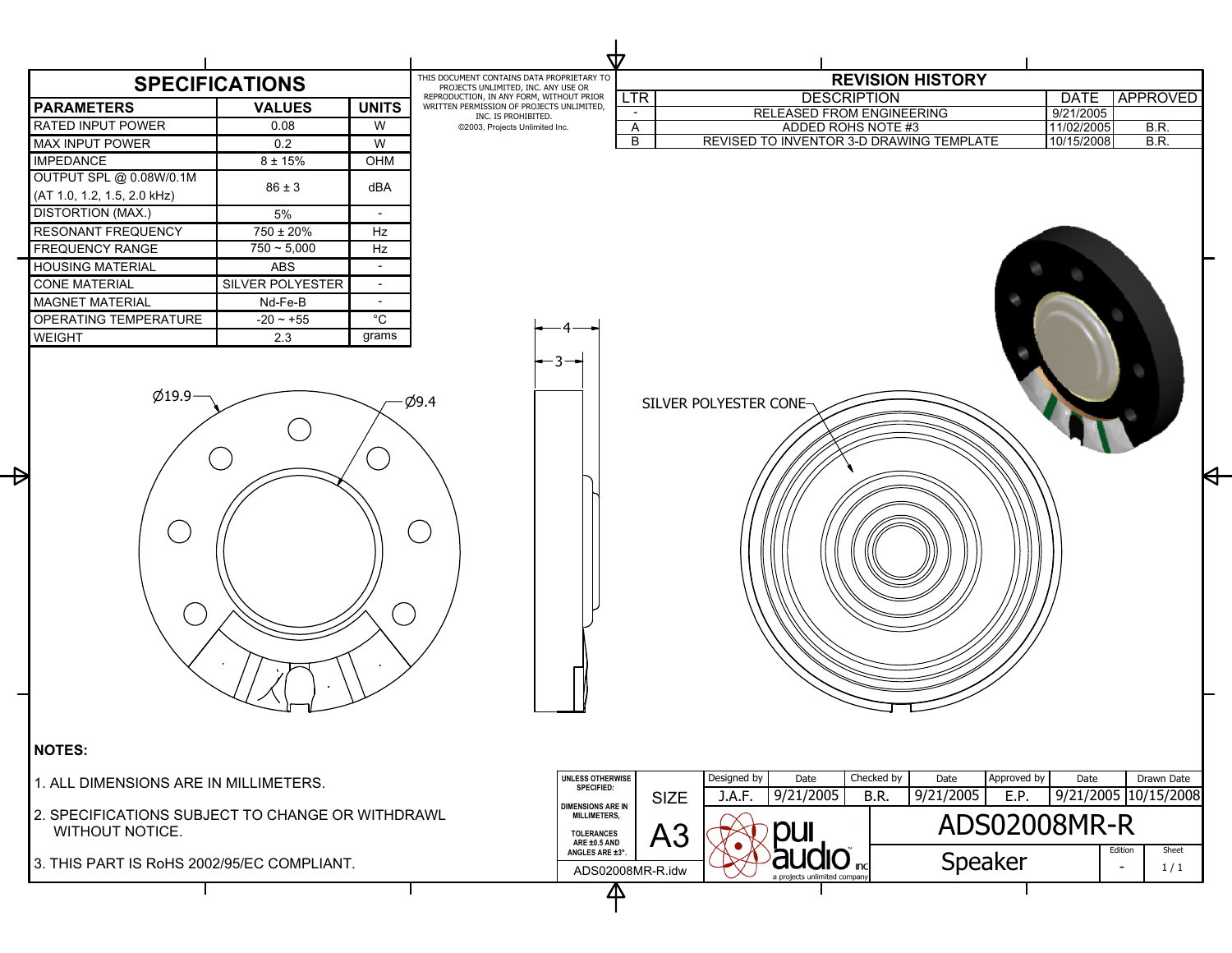## SPECIFICATIONS

| PARAMETERS | VALUES | UNITS |
|---|---|---|
| RATED INPUT POWER | 0.08 | W |
| MAX INPUT POWER | 0.2 | W |
| IMPEDANCE | 8 ± 15% | OHM |
| OUTPUT SPL @ 0.08W/0.1M (AT 1.0, 1.2, 1.5, 2.0 kHz) | 86 ± 3 | dBA |
| DISTORTION (MAX.) | 5% | - |
| RESONANT FREQUENCY | 750 ± 20% | Hz |
| FREQUENCY RANGE | 750 ~ 5,000 | Hz |
| HOUSING MATERIAL | ABS | - |
| CONE MATERIAL | SILVER POLYESTER | - |
| MAGNET MATERIAL | Nd-Fe-B | - |
| OPERATING TEMPERATURE | -20 ~ +55 | °C |
| WEIGHT | 2.3 | grams |

THIS DOCUMENT CONTAINS DATA PROPRIETARY TO PROJECTS UNLIMITED, INC. ANY USE OR REPRODUCTION, IN ANY FORM, WITHOUT PRIOR WRITTEN PERMISSION OF PROJECTS UNLIMITED, INC. IS PROHIBITED.
©2003, Projects Unlimited Inc.

## REVISION HISTORY

| LTR | DESCRIPTION | DATE | APPROVED |
|---|---|---|---|
| - | RELEASED FROM ENGINEERING | 9/21/2005 | |
| A | ADDED ROHS NOTE #3 | 11/02/2005 | B.R. |
| B | REVISED TO INVENTOR 3-D DRAWING TEMPLATE | 10/15/2008 | B.R. |

Ø19.9 Ø9.4 4 3

SILVER POLYESTER CONE

**NOTES:**

1. ALL DIMENSIONS ARE IN MILLIMETERS.
2. SPECIFICATIONS SUBJECT TO CHANGE OR WITHDRAWL WITHOUT NOTICE.
3. THIS PART IS RoHS 2002/95/EC COMPLIANT.

| UNLESS OTHERWISE SPECIFIED: DIMENSIONS ARE IN MILLIMETERS, TOLERANCES ARE ±0.5 AND ANGLES ARE ±3°. | SIZE A3 | Designed by J.A.F. | Date 9/21/2005 | Checked by B.R. | Date 9/21/2005 | Approved by E.P. | Date 9/21/2005 | Drawn Date 10/15/2008 |
|---|---|---|---|---|---|---|---|---|

pui audio inc — a projects unlimited company

**ADS02008MR-R**

Speaker — Edition: - — Sheet: 1 / 1

ADS02008MR-R.idw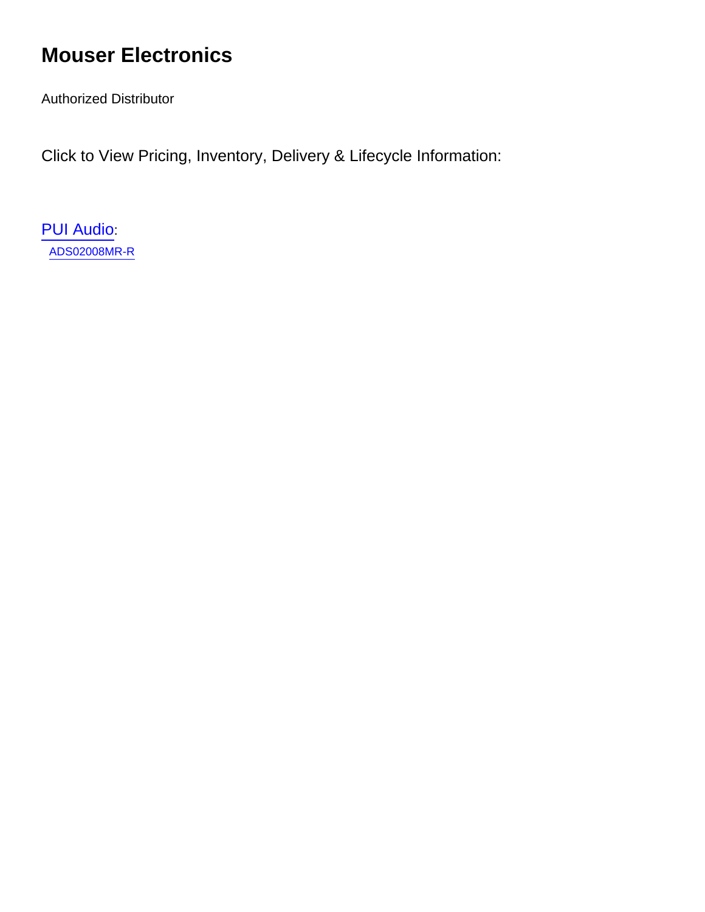# Mouser Electronics

Authorized Distributor

Click to View Pricing, Inventory, Delivery & Lifecycle Information:

PUI Audio:

ADS02008MR-R